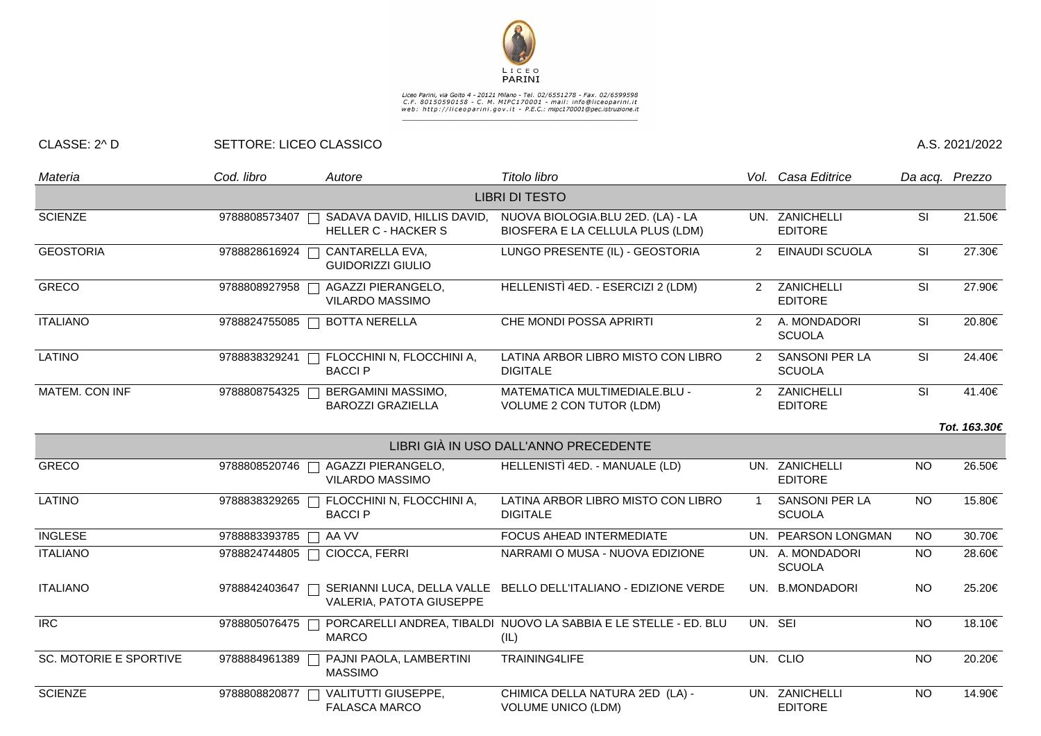LICEO PARINI

Liceo Parini, via Goito 4 - 20121 Milano - Tel. 02/6551278 - Fax. 02/6599598
C.F. 80150590158 - C. M. MIPC170001 - mail: info@liceoparini.it
web: http://liceoparini.gov.it - P.E.C.: mipc170001@pec.istruzione.it

CLASSE: 2^ D SETTORE: LICEO CLASSICO A.S. 2021/2022

| *Materia* | *Cod. libro* | *Autore* | *Titolo libro* | *Vol.* | *Casa Editrice* | *Da acq.* | *Prezzo* |
|---|---|---|---|---|---|---|---|
| | | | LIBRI DI TESTO | | | | |
| SCIENZE | 9788808573407 | SADAVA DAVID, HILLIS DAVID, HELLER C - HACKER S | NUOVA BIOLOGIA.BLU 2ED. (LA) - LA BIOSFERA E LA CELLULA PLUS (LDM) | UN. | ZANICHELLI EDITORE | SI | 21.50€ |
| GEOSTORIA | 9788828616924 | CANTARELLA EVA, GUIDORIZZI GIULIO | LUNGO PRESENTE (IL) - GEOSTORIA | 2 | EINAUDI SCUOLA | SI | 27.30€ |
| GRECO | 9788808927958 | AGAZZI PIERANGELO, VILARDO MASSIMO | HELLENISTÌ 4ED. - ESERCIZI 2 (LDM) | 2 | ZANICHELLI EDITORE | SI | 27.90€ |
| ITALIANO | 9788824755085 | BOTTA NERELLA | CHE MONDI POSSA APRIRTI | 2 | A. MONDADORI SCUOLA | SI | 20.80€ |
| LATINO | 9788838329241 | FLOCCHINI N, FLOCCHINI A, BACCI P | LATINA ARBOR LIBRO MISTO CON LIBRO DIGITALE | 2 | SANSONI PER LA SCUOLA | SI | 24.40€ |
| MATEM. CON INF | 9788808754325 | BERGAMINI MASSIMO, BAROZZI GRAZIELLA | MATEMATICA MULTIMEDIALE.BLU - VOLUME 2 CON TUTOR (LDM) | 2 | ZANICHELLI EDITORE | SI | 41.40€ |
| | | | | | | | ***Tot. 163.30€*** |
| | | | LIBRI GIÀ IN USO DALL'ANNO PRECEDENTE | | | | |
| GRECO | 9788808520746 | AGAZZI PIERANGELO, VILARDO MASSIMO | HELLENISTÌ 4ED. - MANUALE (LD) | UN. | ZANICHELLI EDITORE | NO | 26.50€ |
| LATINO | 9788838329265 | FLOCCHINI N, FLOCCHINI A, BACCI P | LATINA ARBOR LIBRO MISTO CON LIBRO DIGITALE | 1 | SANSONI PER LA SCUOLA | NO | 15.80€ |
| INGLESE | 9788883393785 | AA VV | FOCUS AHEAD INTERMEDIATE | UN. | PEARSON LONGMAN | NO | 30.70€ |
| ITALIANO | 9788824744805 | CIOCCA, FERRI | NARRAMI O MUSA - NUOVA EDIZIONE | UN. | A. MONDADORI SCUOLA | NO | 28.60€ |
| ITALIANO | 9788842403647 | SERIANNI LUCA, DELLA VALLE VALERIA, PATOTA GIUSEPPE | BELLO DELL'ITALIANO - EDIZIONE VERDE | UN. | B.MONDADORI | NO | 25.20€ |
| IRC | 9788805076475 | PORCARELLI ANDREA, TIBALDI MARCO | NUOVO LA SABBIA E LE STELLE - ED. BLU (IL) | UN. | SEI | NO | 18.10€ |
| SC. MOTORIE E SPORTIVE | 9788884961389 | PAJNI PAOLA, LAMBERTINI MASSIMO | TRAINING4LIFE | UN. | CLIO | NO | 20.20€ |
| SCIENZE | 9788808820877 | VALITUTTI GIUSEPPE, FALASCA MARCO | CHIMICA DELLA NATURA 2ED (LA) - VOLUME UNICO (LDM) | UN. | ZANICHELLI EDITORE | NO | 14.90€ |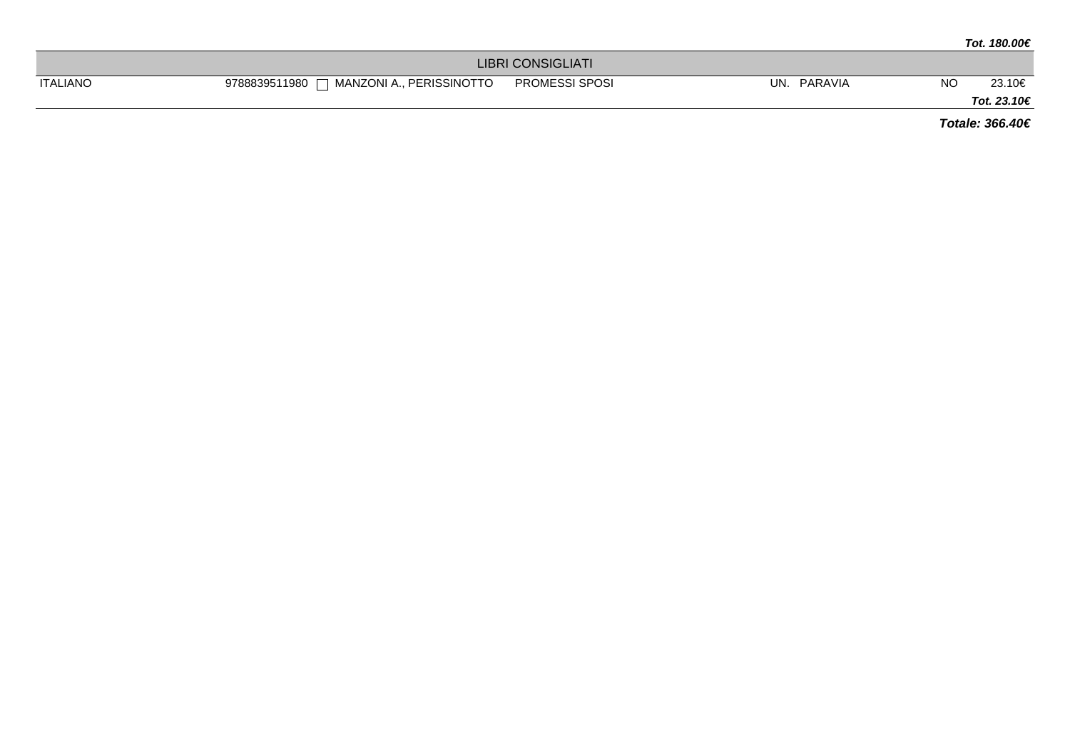***Tot. 180.00€***

| | | | | | | | |
|---|---|---|---|---|---|---|---|
| LIBRI CONSIGLIATI | | | | | | | |
| ITALIANO | 9788839511980 ☐ | MANZONI A., PERISSINOTTO | PROMESSI SPOSI | UN. | PARAVIA | NO | 23.10€ |
| | | | | | | | ***Tot. 23.10€*** |

***Totale: 366.40€***